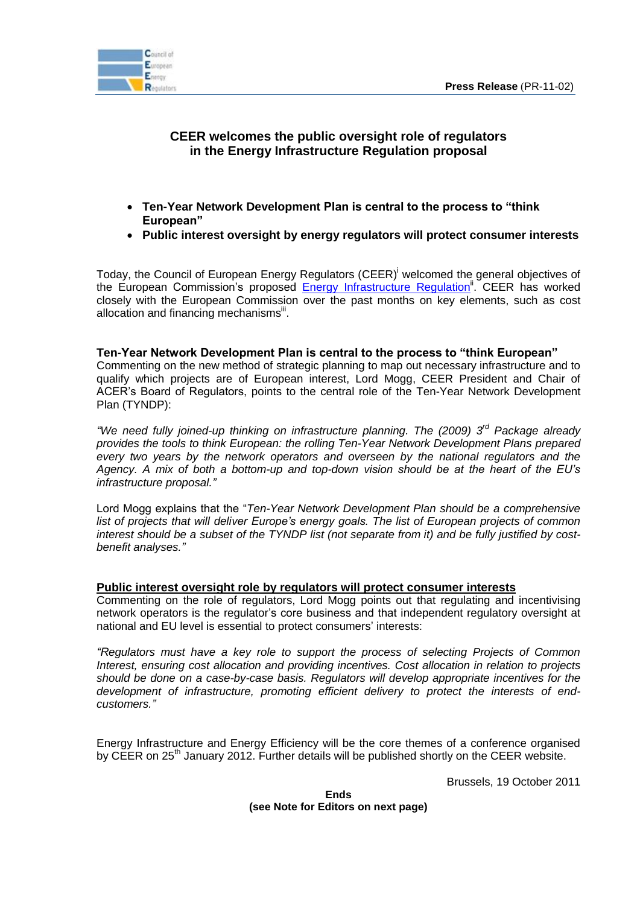**Press Release** (PR-11-02)

# CEER welcomes the public oversight role of regulators in the Energy Infrastructure Regulation proposal

- **Ten-Year Network Development Plan is central to the process to "think European"**
- **Public interest oversight by energy regulators will protect consumer interests**

Today, the Council of European Energy Regulators (CEER)[i] welcomed the general objectives of the European Commission's proposed Energy Infrastructure Regulation[ii]. CEER has worked closely with the European Commission over the past months on key elements, such as cost allocation and financing mechanisms[iii].

**Ten-Year Network Development Plan is central to the process to "think European"**

Commenting on the new method of strategic planning to map out necessary infrastructure and to qualify which projects are of European interest, Lord Mogg, CEER President and Chair of ACER's Board of Regulators, points to the central role of the Ten-Year Network Development Plan (TYNDP):

*"We need fully joined-up thinking on infrastructure planning. The (2009) 3rd Package already provides the tools to think European: the rolling Ten-Year Network Development Plans prepared every two years by the network operators and overseen by the national regulators and the Agency. A mix of both a bottom-up and top-down vision should be at the heart of the EU's infrastructure proposal."*

Lord Mogg explains that the "*Ten-Year Network Development Plan should be a comprehensive list of projects that will deliver Europe's energy goals. The list of European projects of common interest should be a subset of the TYNDP list (not separate from it) and be fully justified by cost-benefit analyses."*

**Public interest oversight role by regulators will protect consumer interests**

Commenting on the role of regulators, Lord Mogg points out that regulating and incentivising network operators is the regulator's core business and that independent regulatory oversight at national and EU level is essential to protect consumers' interests:

*"Regulators must have a key role to support the process of selecting Projects of Common Interest, ensuring cost allocation and providing incentives. Cost allocation in relation to projects should be done on a case-by-case basis. Regulators will develop appropriate incentives for the development of infrastructure, promoting efficient delivery to protect the interests of end-customers."*

Energy Infrastructure and Energy Efficiency will be the core themes of a conference organised by CEER on 25th January 2012. Further details will be published shortly on the CEER website.

Brussels, 19 October 2011

**Ends**

**(see Note for Editors on next page)**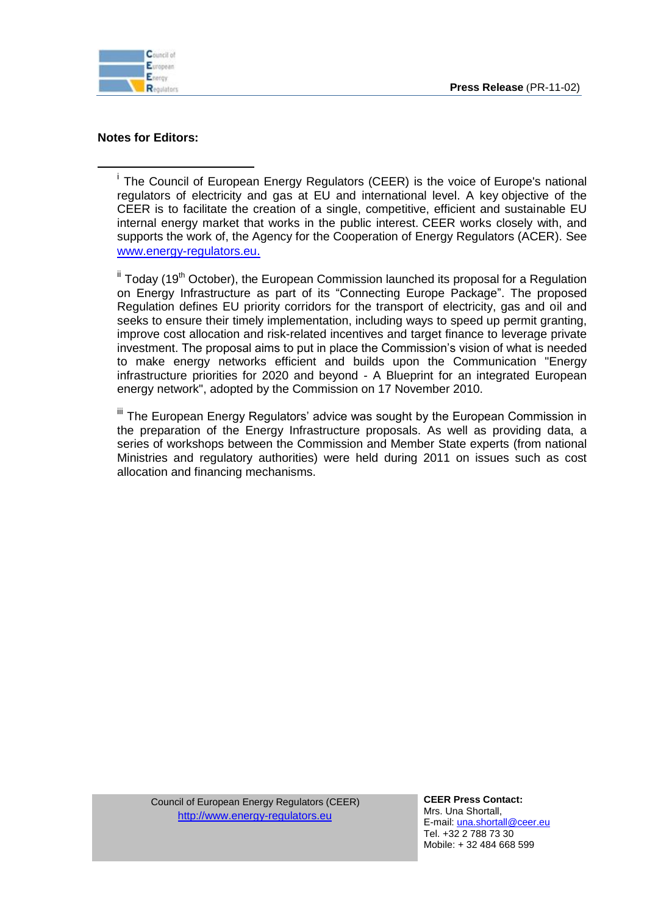**Notes for Editors:**

---

[i] The Council of European Energy Regulators (CEER) is the voice of Europe's national regulators of electricity and gas at EU and international level. A key objective of the CEER is to facilitate the creation of a single, competitive, efficient and sustainable EU internal energy market that works in the public interest. CEER works closely with, and supports the work of, the Agency for the Cooperation of Energy Regulators (ACER). See www.energy-regulators.eu.

[ii] Today (19th October), the European Commission launched its proposal for a Regulation on Energy Infrastructure as part of its "Connecting Europe Package". The proposed Regulation defines EU priority corridors for the transport of electricity, gas and oil and seeks to ensure their timely implementation, including ways to speed up permit granting, improve cost allocation and risk-related incentives and target finance to leverage private investment. The proposal aims to put in place the Commission's vision of what is needed to make energy networks efficient and builds upon the Communication "Energy infrastructure priorities for 2020 and beyond - A Blueprint for an integrated European energy network", adopted by the Commission on 17 November 2010.

[iii] The European Energy Regulators' advice was sought by the European Commission in the preparation of the Energy Infrastructure proposals. As well as providing data, a series of workshops between the Commission and Member State experts (from national Ministries and regulatory authorities) were held during 2011 on issues such as cost allocation and financing mechanisms.

Council of European Energy Regulators (CEER)
http://www.energy-regulators.eu

**CEER Press Contact:**
Mrs. Una Shortall,
E-mail: una.shortall@ceer.eu
Tel. +32 2 788 73 30
Mobile: + 32 484 668 599